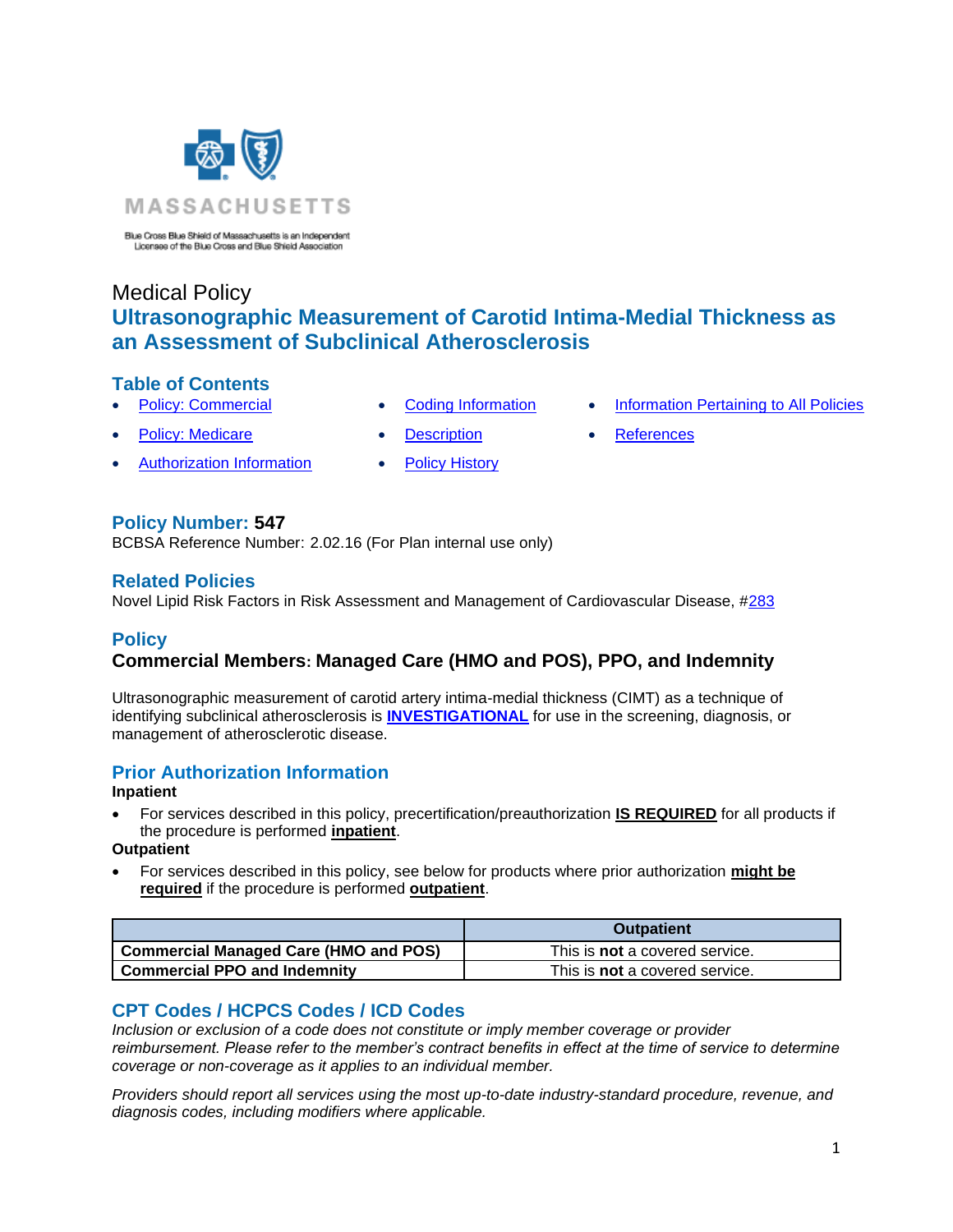MASSACHUSETTS

Blue Cross Blue Shield of Massachusetts is an Independent Licensee of the Blue Cross and Blue Shield Association

Medical Policy

# Ultrasonographic Measurement of Carotid Intima-Medial Thickness as an Assessment of Subclinical Atherosclerosis

## Table of Contents

- Policy: Commercial
- Policy: Medicare
- Authorization Information
- Coding Information
- Description
- Policy History
- Information Pertaining to All Policies
- References

## Policy Number: 547

BCBSA Reference Number: 2.02.16 (For Plan internal use only)

## Related Policies

Novel Lipid Risk Factors in Risk Assessment and Management of Cardiovascular Disease, #283

## Policy

### Commercial Members: Managed Care (HMO and POS), PPO, and Indemnity

Ultrasonographic measurement of carotid artery intima-medial thickness (CIMT) as a technique of identifying subclinical atherosclerosis is **INVESTIGATIONAL** for use in the screening, diagnosis, or management of atherosclerotic disease.

## Prior Authorization Information

**Inpatient**

- For services described in this policy, precertification/preauthorization **IS REQUIRED** for all products if the procedure is performed **inpatient**.

**Outpatient**

- For services described in this policy, see below for products where prior authorization **might be required** if the procedure is performed **outpatient**.

| | Outpatient |
|---|---|
| **Commercial Managed Care (HMO and POS)** | This is **not** a covered service. |
| **Commercial PPO and Indemnity** | This is **not** a covered service. |

## CPT Codes / HCPCS Codes / ICD Codes

*Inclusion or exclusion of a code does not constitute or imply member coverage or provider reimbursement. Please refer to the member's contract benefits in effect at the time of service to determine coverage or non-coverage as it applies to an individual member.*

*Providers should report all services using the most up-to-date industry-standard procedure, revenue, and diagnosis codes, including modifiers where applicable.*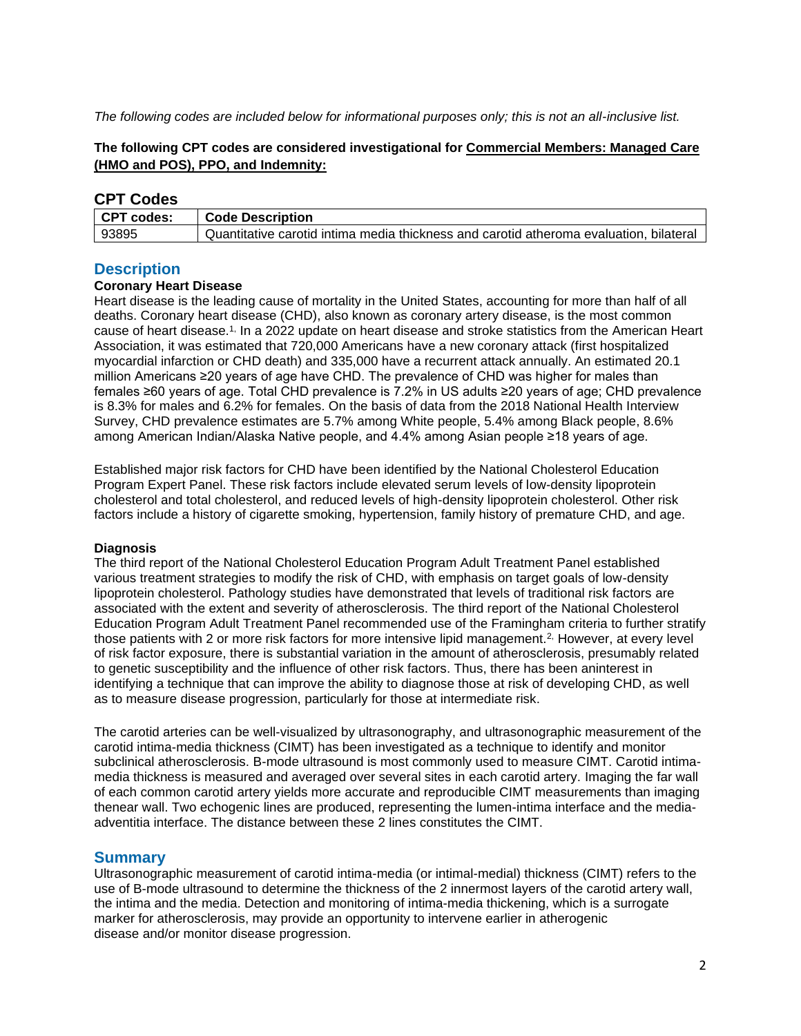*The following codes are included below for informational purposes only; this is not an all-inclusive list.*

**The following CPT codes are considered investigational for Commercial Members: Managed Care (HMO and POS), PPO, and Indemnity:**

## CPT Codes

| CPT codes: | Code Description |
|---|---|
| 93895 | Quantitative carotid intima media thickness and carotid atheroma evaluation, bilateral |

## Description

### Coronary Heart Disease

Heart disease is the leading cause of mortality in the United States, accounting for more than half of all deaths. Coronary heart disease (CHD), also known as coronary artery disease, is the most common cause of heart disease.[1] In a 2022 update on heart disease and stroke statistics from the American Heart Association, it was estimated that 720,000 Americans have a new coronary attack (first hospitalized myocardial infarction or CHD death) and 335,000 have a recurrent attack annually. An estimated 20.1 million Americans ≥20 years of age have CHD. The prevalence of CHD was higher for males than females ≥60 years of age. Total CHD prevalence is 7.2% in US adults ≥20 years of age; CHD prevalence is 8.3% for males and 6.2% for females. On the basis of data from the 2018 National Health Interview Survey, CHD prevalence estimates are 5.7% among White people, 5.4% among Black people, 8.6% among American Indian/Alaska Native people, and 4.4% among Asian people ≥18 years of age.

Established major risk factors for CHD have been identified by the National Cholesterol Education Program Expert Panel. These risk factors include elevated serum levels of low-density lipoprotein cholesterol and total cholesterol, and reduced levels of high-density lipoprotein cholesterol. Other risk factors include a history of cigarette smoking, hypertension, family history of premature CHD, and age.

### Diagnosis

The third report of the National Cholesterol Education Program Adult Treatment Panel established various treatment strategies to modify the risk of CHD, with emphasis on target goals of low-density lipoprotein cholesterol. Pathology studies have demonstrated that levels of traditional risk factors are associated with the extent and severity of atherosclerosis. The third report of the National Cholesterol Education Program Adult Treatment Panel recommended use of the Framingham criteria to further stratify those patients with 2 or more risk factors for more intensive lipid management.[2] However, at every level of risk factor exposure, there is substantial variation in the amount of atherosclerosis, presumably related to genetic susceptibility and the influence of other risk factors. Thus, there has been aninterest in identifying a technique that can improve the ability to diagnose those at risk of developing CHD, as well as to measure disease progression, particularly for those at intermediate risk.

The carotid arteries can be well-visualized by ultrasonography, and ultrasonographic measurement of the carotid intima-media thickness (CIMT) has been investigated as a technique to identify and monitor subclinical atherosclerosis. B-mode ultrasound is most commonly used to measure CIMT. Carotid intima-media thickness is measured and averaged over several sites in each carotid artery. Imaging the far wall of each common carotid artery yields more accurate and reproducible CIMT measurements than imaging thenear wall. Two echogenic lines are produced, representing the lumen-intima interface and the media-adventitia interface. The distance between these 2 lines constitutes the CIMT.

## Summary

Ultrasonographic measurement of carotid intima-media (or intimal-medial) thickness (CIMT) refers to the use of B-mode ultrasound to determine the thickness of the 2 innermost layers of the carotid artery wall, the intima and the media. Detection and monitoring of intima-media thickening, which is a surrogate marker for atherosclerosis, may provide an opportunity to intervene earlier in atherogenic disease and/or monitor disease progression.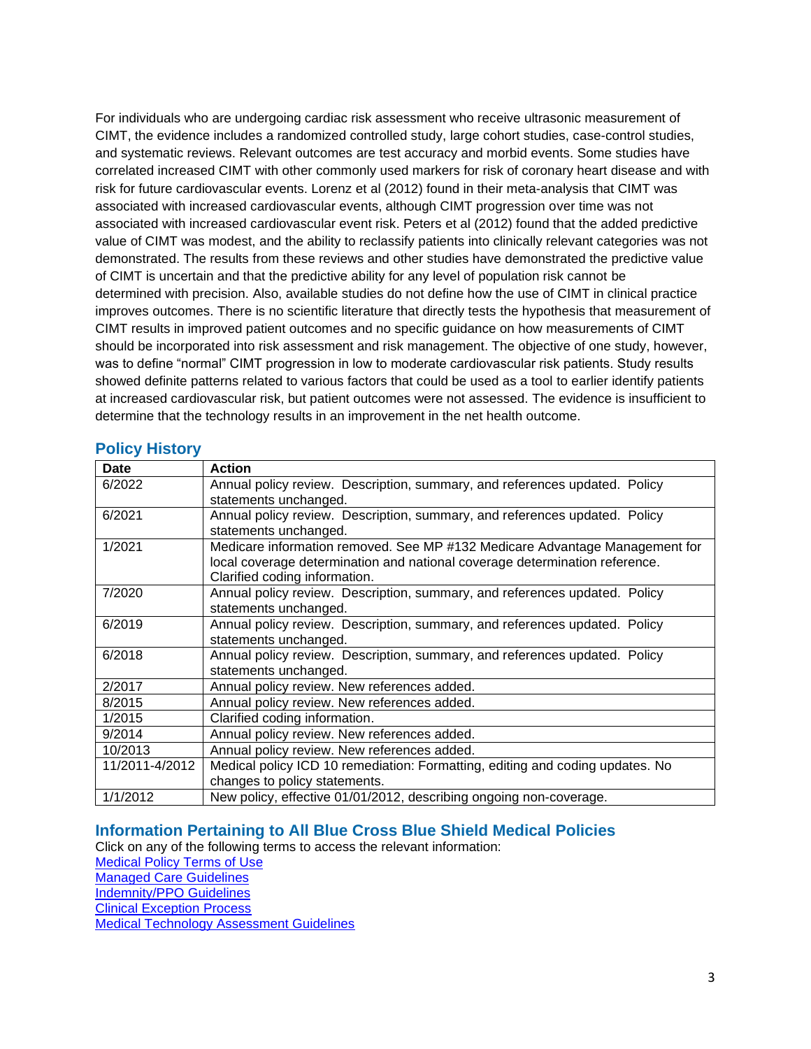For individuals who are undergoing cardiac risk assessment who receive ultrasonic measurement of CIMT, the evidence includes a randomized controlled study, large cohort studies, case-control studies, and systematic reviews. Relevant outcomes are test accuracy and morbid events. Some studies have correlated increased CIMT with other commonly used markers for risk of coronary heart disease and with risk for future cardiovascular events. Lorenz et al (2012) found in their meta-analysis that CIMT was associated with increased cardiovascular events, although CIMT progression over time was not associated with increased cardiovascular event risk. Peters et al (2012) found that the added predictive value of CIMT was modest, and the ability to reclassify patients into clinically relevant categories was not demonstrated. The results from these reviews and other studies have demonstrated the predictive value of CIMT is uncertain and that the predictive ability for any level of population risk cannot be determined with precision. Also, available studies do not define how the use of CIMT in clinical practice improves outcomes. There is no scientific literature that directly tests the hypothesis that measurement of CIMT results in improved patient outcomes and no specific guidance on how measurements of CIMT should be incorporated into risk assessment and risk management. The objective of one study, however, was to define "normal" CIMT progression in low to moderate cardiovascular risk patients. Study results showed definite patterns related to various factors that could be used as a tool to earlier identify patients at increased cardiovascular risk, but patient outcomes were not assessed. The evidence is insufficient to determine that the technology results in an improvement in the net health outcome.

## Policy History

| Date | Action |
|---|---|
| 6/2022 | Annual policy review. Description, summary, and references updated. Policy statements unchanged. |
| 6/2021 | Annual policy review. Description, summary, and references updated. Policy statements unchanged. |
| 1/2021 | Medicare information removed. See MP #132 Medicare Advantage Management for local coverage determination and national coverage determination reference. Clarified coding information. |
| 7/2020 | Annual policy review. Description, summary, and references updated. Policy statements unchanged. |
| 6/2019 | Annual policy review. Description, summary, and references updated. Policy statements unchanged. |
| 6/2018 | Annual policy review. Description, summary, and references updated. Policy statements unchanged. |
| 2/2017 | Annual policy review. New references added. |
| 8/2015 | Annual policy review. New references added. |
| 1/2015 | Clarified coding information. |
| 9/2014 | Annual policy review. New references added. |
| 10/2013 | Annual policy review. New references added. |
| 11/2011-4/2012 | Medical policy ICD 10 remediation: Formatting, editing and coding updates. No changes to policy statements. |
| 1/1/2012 | New policy, effective 01/01/2012, describing ongoing non-coverage. |

## Information Pertaining to All Blue Cross Blue Shield Medical Policies

Click on any of the following terms to access the relevant information:

Medical Policy Terms of Use
Managed Care Guidelines
Indemnity/PPO Guidelines
Clinical Exception Process
Medical Technology Assessment Guidelines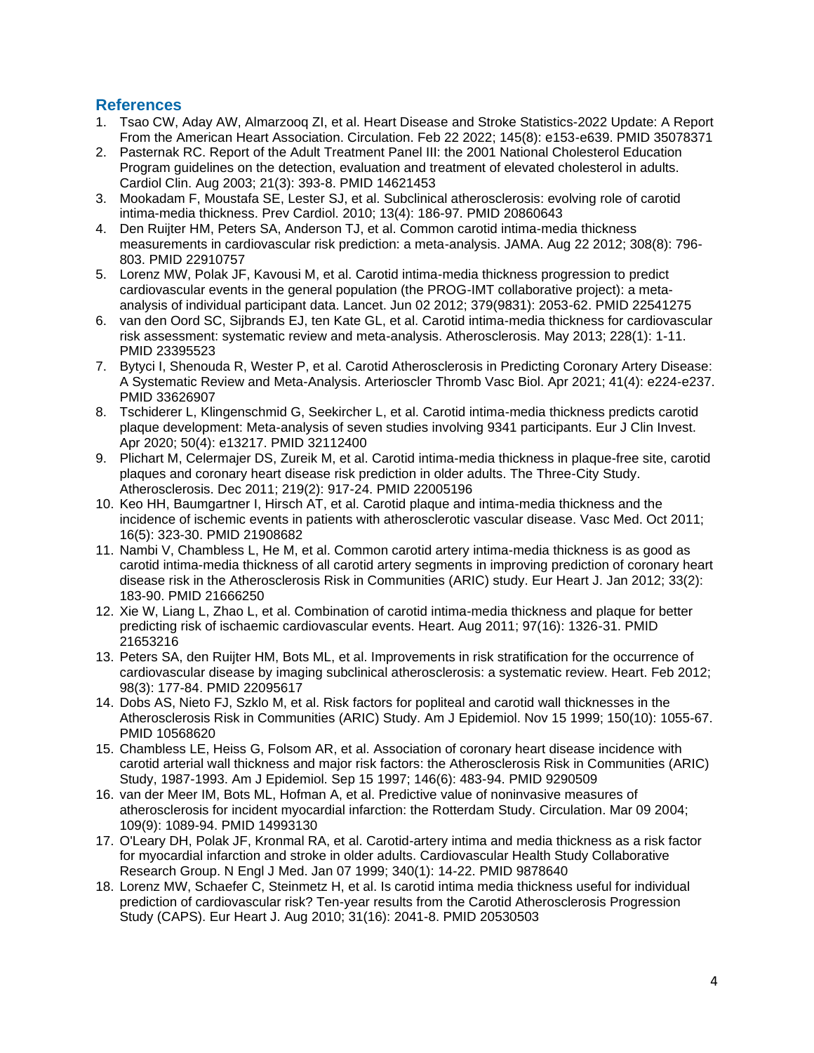## References

1. Tsao CW, Aday AW, Almarzooq ZI, et al. Heart Disease and Stroke Statistics-2022 Update: A Report From the American Heart Association. Circulation. Feb 22 2022; 145(8): e153-e639. PMID 35078371
2. Pasternak RC. Report of the Adult Treatment Panel III: the 2001 National Cholesterol Education Program guidelines on the detection, evaluation and treatment of elevated cholesterol in adults. Cardiol Clin. Aug 2003; 21(3): 393-8. PMID 14621453
3. Mookadam F, Moustafa SE, Lester SJ, et al. Subclinical atherosclerosis: evolving role of carotid intima-media thickness. Prev Cardiol. 2010; 13(4): 186-97. PMID 20860643
4. Den Ruijter HM, Peters SA, Anderson TJ, et al. Common carotid intima-media thickness measurements in cardiovascular risk prediction: a meta-analysis. JAMA. Aug 22 2012; 308(8): 796-803. PMID 22910757
5. Lorenz MW, Polak JF, Kavousi M, et al. Carotid intima-media thickness progression to predict cardiovascular events in the general population (the PROG-IMT collaborative project): a meta-analysis of individual participant data. Lancet. Jun 02 2012; 379(9831): 2053-62. PMID 22541275
6. van den Oord SC, Sijbrands EJ, ten Kate GL, et al. Carotid intima-media thickness for cardiovascular risk assessment: systematic review and meta-analysis. Atherosclerosis. May 2013; 228(1): 1-11. PMID 23395523
7. Bytyci I, Shenouda R, Wester P, et al. Carotid Atherosclerosis in Predicting Coronary Artery Disease: A Systematic Review and Meta-Analysis. Arterioscler Thromb Vasc Biol. Apr 2021; 41(4): e224-e237. PMID 33626907
8. Tschiderer L, Klingenschmid G, Seekircher L, et al. Carotid intima-media thickness predicts carotid plaque development: Meta-analysis of seven studies involving 9341 participants. Eur J Clin Invest. Apr 2020; 50(4): e13217. PMID 32112400
9. Plichart M, Celermajer DS, Zureik M, et al. Carotid intima-media thickness in plaque-free site, carotid plaques and coronary heart disease risk prediction in older adults. The Three-City Study. Atherosclerosis. Dec 2011; 219(2): 917-24. PMID 22005196
10. Keo HH, Baumgartner I, Hirsch AT, et al. Carotid plaque and intima-media thickness and the incidence of ischemic events in patients with atherosclerotic vascular disease. Vasc Med. Oct 2011; 16(5): 323-30. PMID 21908682
11. Nambi V, Chambless L, He M, et al. Common carotid artery intima-media thickness is as good as carotid intima-media thickness of all carotid artery segments in improving prediction of coronary heart disease risk in the Atherosclerosis Risk in Communities (ARIC) study. Eur Heart J. Jan 2012; 33(2): 183-90. PMID 21666250
12. Xie W, Liang L, Zhao L, et al. Combination of carotid intima-media thickness and plaque for better predicting risk of ischaemic cardiovascular events. Heart. Aug 2011; 97(16): 1326-31. PMID 21653216
13. Peters SA, den Ruijter HM, Bots ML, et al. Improvements in risk stratification for the occurrence of cardiovascular disease by imaging subclinical atherosclerosis: a systematic review. Heart. Feb 2012; 98(3): 177-84. PMID 22095617
14. Dobs AS, Nieto FJ, Szklo M, et al. Risk factors for popliteal and carotid wall thicknesses in the Atherosclerosis Risk in Communities (ARIC) Study. Am J Epidemiol. Nov 15 1999; 150(10): 1055-67. PMID 10568620
15. Chambless LE, Heiss G, Folsom AR, et al. Association of coronary heart disease incidence with carotid arterial wall thickness and major risk factors: the Atherosclerosis Risk in Communities (ARIC) Study, 1987-1993. Am J Epidemiol. Sep 15 1997; 146(6): 483-94. PMID 9290509
16. van der Meer IM, Bots ML, Hofman A, et al. Predictive value of noninvasive measures of atherosclerosis for incident myocardial infarction: the Rotterdam Study. Circulation. Mar 09 2004; 109(9): 1089-94. PMID 14993130
17. O'Leary DH, Polak JF, Kronmal RA, et al. Carotid-artery intima and media thickness as a risk factor for myocardial infarction and stroke in older adults. Cardiovascular Health Study Collaborative Research Group. N Engl J Med. Jan 07 1999; 340(1): 14-22. PMID 9878640
18. Lorenz MW, Schaefer C, Steinmetz H, et al. Is carotid intima media thickness useful for individual prediction of cardiovascular risk? Ten-year results from the Carotid Atherosclerosis Progression Study (CAPS). Eur Heart J. Aug 2010; 31(16): 2041-8. PMID 20530503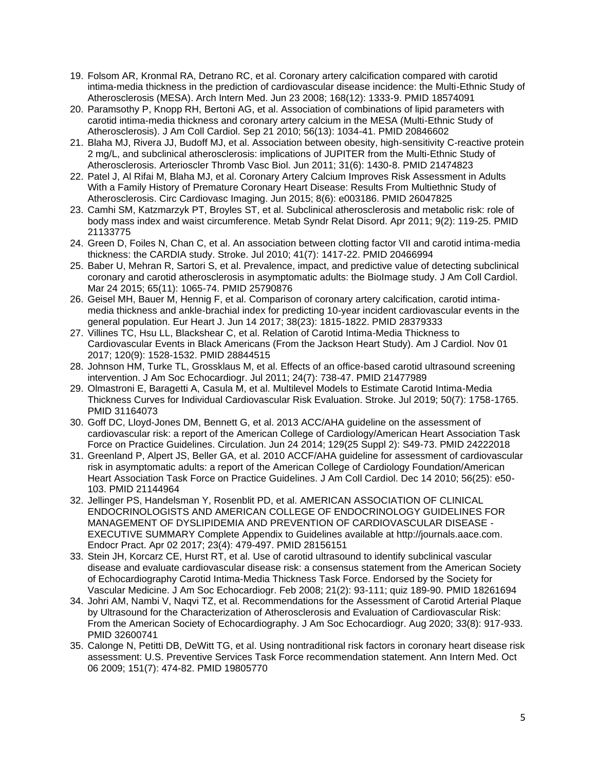19. Folsom AR, Kronmal RA, Detrano RC, et al. Coronary artery calcification compared with carotid intima-media thickness in the prediction of cardiovascular disease incidence: the Multi-Ethnic Study of Atherosclerosis (MESA). Arch Intern Med. Jun 23 2008; 168(12): 1333-9. PMID 18574091
20. Paramsothy P, Knopp RH, Bertoni AG, et al. Association of combinations of lipid parameters with carotid intima-media thickness and coronary artery calcium in the MESA (Multi-Ethnic Study of Atherosclerosis). J Am Coll Cardiol. Sep 21 2010; 56(13): 1034-41. PMID 20846602
21. Blaha MJ, Rivera JJ, Budoff MJ, et al. Association between obesity, high-sensitivity C-reactive protein 2 mg/L, and subclinical atherosclerosis: implications of JUPITER from the Multi-Ethnic Study of Atherosclerosis. Arterioscler Thromb Vasc Biol. Jun 2011; 31(6): 1430-8. PMID 21474823
22. Patel J, Al Rifai M, Blaha MJ, et al. Coronary Artery Calcium Improves Risk Assessment in Adults With a Family History of Premature Coronary Heart Disease: Results From Multiethnic Study of Atherosclerosis. Circ Cardiovasc Imaging. Jun 2015; 8(6): e003186. PMID 26047825
23. Camhi SM, Katzmarzyk PT, Broyles ST, et al. Subclinical atherosclerosis and metabolic risk: role of body mass index and waist circumference. Metab Syndr Relat Disord. Apr 2011; 9(2): 119-25. PMID 21133775
24. Green D, Foiles N, Chan C, et al. An association between clotting factor VII and carotid intima-media thickness: the CARDIA study. Stroke. Jul 2010; 41(7): 1417-22. PMID 20466994
25. Baber U, Mehran R, Sartori S, et al. Prevalence, impact, and predictive value of detecting subclinical coronary and carotid atherosclerosis in asymptomatic adults: the BioImage study. J Am Coll Cardiol. Mar 24 2015; 65(11): 1065-74. PMID 25790876
26. Geisel MH, Bauer M, Hennig F, et al. Comparison of coronary artery calcification, carotid intima-media thickness and ankle-brachial index for predicting 10-year incident cardiovascular events in the general population. Eur Heart J. Jun 14 2017; 38(23): 1815-1822. PMID 28379333
27. Villines TC, Hsu LL, Blackshear C, et al. Relation of Carotid Intima-Media Thickness to Cardiovascular Events in Black Americans (From the Jackson Heart Study). Am J Cardiol. Nov 01 2017; 120(9): 1528-1532. PMID 28844515
28. Johnson HM, Turke TL, Grossklaus M, et al. Effects of an office-based carotid ultrasound screening intervention. J Am Soc Echocardiogr. Jul 2011; 24(7): 738-47. PMID 21477989
29. Olmastroni E, Baragetti A, Casula M, et al. Multilevel Models to Estimate Carotid Intima-Media Thickness Curves for Individual Cardiovascular Risk Evaluation. Stroke. Jul 2019; 50(7): 1758-1765. PMID 31164073
30. Goff DC, Lloyd-Jones DM, Bennett G, et al. 2013 ACC/AHA guideline on the assessment of cardiovascular risk: a report of the American College of Cardiology/American Heart Association Task Force on Practice Guidelines. Circulation. Jun 24 2014; 129(25 Suppl 2): S49-73. PMID 24222018
31. Greenland P, Alpert JS, Beller GA, et al. 2010 ACCF/AHA guideline for assessment of cardiovascular risk in asymptomatic adults: a report of the American College of Cardiology Foundation/American Heart Association Task Force on Practice Guidelines. J Am Coll Cardiol. Dec 14 2010; 56(25): e50-103. PMID 21144964
32. Jellinger PS, Handelsman Y, Rosenblit PD, et al. AMERICAN ASSOCIATION OF CLINICAL ENDOCRINOLOGISTS AND AMERICAN COLLEGE OF ENDOCRINOLOGY GUIDELINES FOR MANAGEMENT OF DYSLIPIDEMIA AND PREVENTION OF CARDIOVASCULAR DISEASE - EXECUTIVE SUMMARY Complete Appendix to Guidelines available at http://journals.aace.com. Endocr Pract. Apr 02 2017; 23(4): 479-497. PMID 28156151
33. Stein JH, Korcarz CE, Hurst RT, et al. Use of carotid ultrasound to identify subclinical vascular disease and evaluate cardiovascular disease risk: a consensus statement from the American Society of Echocardiography Carotid Intima-Media Thickness Task Force. Endorsed by the Society for Vascular Medicine. J Am Soc Echocardiogr. Feb 2008; 21(2): 93-111; quiz 189-90. PMID 18261694
34. Johri AM, Nambi V, Naqvi TZ, et al. Recommendations for the Assessment of Carotid Arterial Plaque by Ultrasound for the Characterization of Atherosclerosis and Evaluation of Cardiovascular Risk: From the American Society of Echocardiography. J Am Soc Echocardiogr. Aug 2020; 33(8): 917-933. PMID 32600741
35. Calonge N, Petitti DB, DeWitt TG, et al. Using nontraditional risk factors in coronary heart disease risk assessment: U.S. Preventive Services Task Force recommendation statement. Ann Intern Med. Oct 06 2009; 151(7): 474-82. PMID 19805770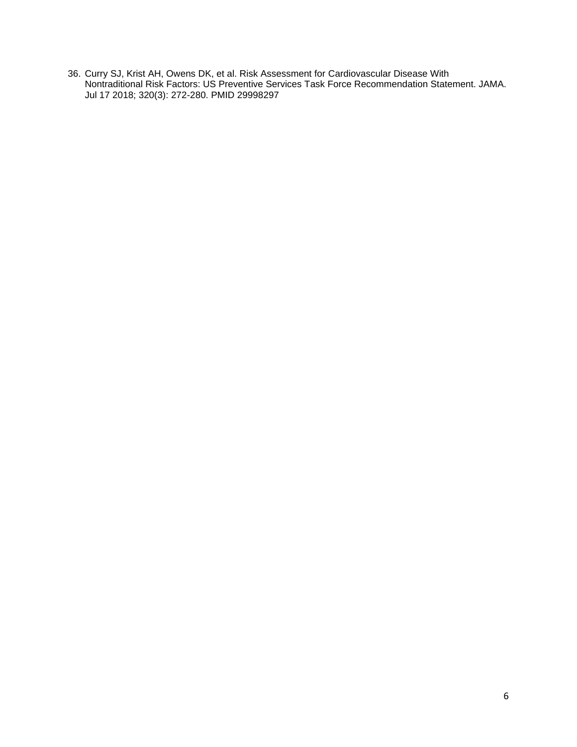36. Curry SJ, Krist AH, Owens DK, et al. Risk Assessment for Cardiovascular Disease With Nontraditional Risk Factors: US Preventive Services Task Force Recommendation Statement. JAMA. Jul 17 2018; 320(3): 272-280. PMID 29998297